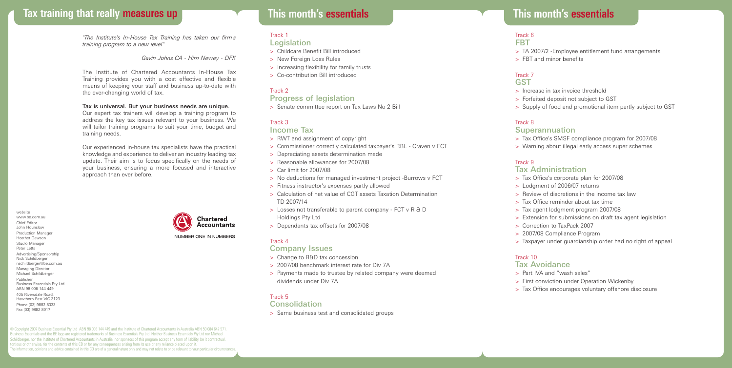# Tax training that really measures up

*"The Institute's In-House Tax Training has taken our firm's training program to a new level"*

*Gavin Johns CA - Hirn Newey - DFK*

The Institute of Chartered Accountants In-House Tax Training provides you with a cost effective and flexible means of keeping your staff and business up-to-date with the ever-changing world of tax.

**Tax is universal. But your business needs are unique.**
Our expert tax trainers will develop a training program to address the key tax issues relevant to your business. We will tailor training programs to suit your time, budget and training needs.

Our experienced in-house tax specialists have the practical knowledge and experience to deliver an industry leading tax update. Their aim is to focus specifically on the needs of your business, ensuring a more focused and interactive approach than ever before.

Chartered Accountants
NUMBER ONE IN NUMBERS

website
www.be.com.au
Chief Editor
John Hounslow
Production Manager
Heather Dawson
Studio Manager
Peter Letts
Advertising/Sponsorship
Nick Schildberger
nschildberger@be.com.au
Managing Director
Michael Schildberger
Publisher
Business Essentials Pty Ltd
ABN 98 006 144 449
405 Riversdale Road,
Hawthorn East VIC 3123
Phone (03) 9882 8333
Fax (03) 9882 8017

© Copyright 2007 Business Essential Pty Ltd ABN 98 006 144 449 and the Institute of Chartered Accountants in Australia ABN 50 084 642 571. Business Essentials and the BE logo are registered trademarks of Business Essentials Pty Ltd. Neither Business Essentials Pty Ltd nor Michael Schildberger, nor the Institute of Chartered Accountants in Australia, nor sponsors of this program accept any form of liability, be it contractual, tortious or otherwise, for the contents of this CD or for any consequences arising from its use or any reliance placed upon it. The information, opinions and advice contained in this CD are of a general nature only and may not relate to or be relevant to your particular circumstances.

# This month's essentials

Track 1
## Legislation

- Childcare Benefit Bill introduced
- New Foreign Loss Rules
- Increasing flexibility for family trusts
- Co-contribution Bill introduced

Track 2
## Progress of legislation

- Senate committee report on Tax Laws No 2 Bill

Track 3
## Income Tax

- RWT and assignment of copyright
- Commissioner correctly calculated taxpayer's RBL - Craven v FCT
- Depreciating assets determination made
- Reasonable allowances for 2007/08
- Car limit for 2007/08
- No deductions for managed investment project -Burrows v FCT
- Fitness instructor's expenses partly allowed
- Calculation of net value of CGT assets Taxation Determination TD 2007/14
- Losses not transferable to parent company - FCT v R & D Holdings Pty Ltd
- Dependants tax offsets for 2007/08

Track 4
## Company Issues

- Change to R&D tax concession
- 2007/08 benchmark interest rate for Div 7A
- Payments made to trustee by related company were deemed dividends under Div 7A

Track 5
## Consolidation

- Same business test and consolidated groups

Track 6
## FBT

- TA 2007/2 -Employee entitlement fund arrangements
- FBT and minor benefits

Track 7
## GST

- Increase in tax invoice threshold
- Forfeited deposit not subject to GST
- Supply of food and promotional item partly subject to GST

Track 8
## Superannuation

- Tax Office's SMSF compliance program for 2007/08
- Warning about illegal early access super schemes

Track 9
## Tax Administration

- Tax Office's corporate plan for 2007/08
- Lodgment of 2006/07 returns
- Review of discretions in the income tax law
- Tax Office reminder about tax time
- Tax agent lodgment program 2007/08
- Extension for submissions on draft tax agent legislation
- Correction to TaxPack 2007
- 2007/08 Compliance Program
- Taxpayer under guardianship order had no right of appeal

Track 10
## Tax Avoidance

- Part IVA and "wash sales"
- First conviction under Operation Wickenby
- Tax Office encourages voluntary offshore disclosure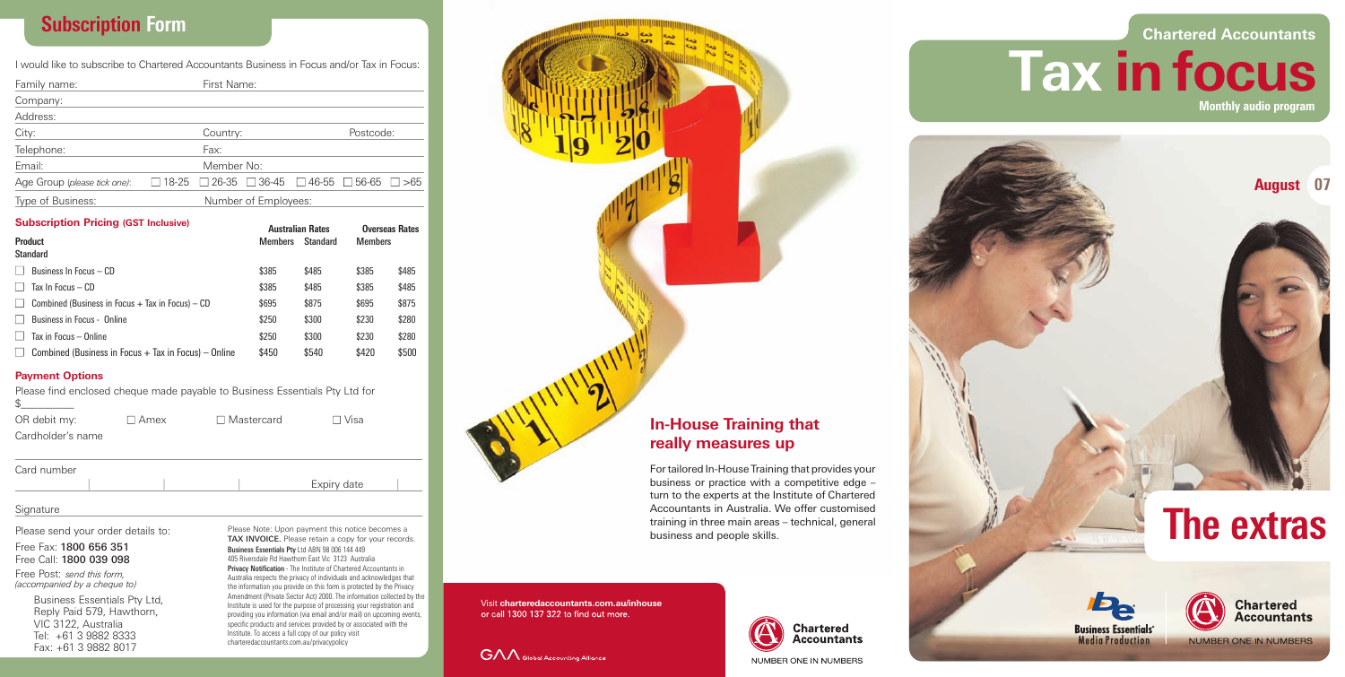## Subscription Form

I would like to subscribe to Chartered Accountants Business in Focus and/or Tax in Focus:

Family name: First Name:

Company:

Address:

City: Country: Postcode:

Telephone: Fax:

Email: Member No:

Age Group (*please tick one*): ☐ 18-25 ☐ 26-35 ☐ 36-45 ☐ 46-55 ☐ 56-65 ☐ >65

Type of Business: Number of Employees:

### Subscription Pricing (GST Inclusive)

| Product | Australian Rates | | Overseas Rates | |
|---|---|---|---|---|
| Standard | Members | Standard | Members | |
| ☐ Business In Focus – CD | $385 | $485 | $385 | $485 |
| ☐ Tax In Focus – CD | $385 | $485 | $385 | $485 |
| ☐ Combined (Business in Focus + Tax in Focus) – CD | $695 | $875 | $695 | $875 |
| ☐ Business in Focus - Online | $250 | $300 | $230 | $280 |
| ☐ Tax in Focus – Online | $250 | $300 | $230 | $280 |
| ☐ Combined (Business in Focus + Tax in Focus) – Online | $450 | $540 | $420 | $500 |

### Payment Options

Please find enclosed cheque made payable to Business Essentials Pty Ltd for $\_\_\_\_\_\_\_\_\_

OR debit my: ☐ Amex ☐ Mastercard ☐ Visa

Cardholder's name

Card number

Expiry date

Signature

Please send your order details to:

Free Fax: **1800 656 351**
Free Call: **1800 039 098**

Free Post: *send this form, (accompanied by a cheque to)*

Business Essentials Pty Ltd,
Reply Paid 579, Hawthorn,
VIC 3122, Australia
Tel: +61 3 9882 8333
Fax: +61 3 9882 8017

Please Note: Upon payment this notice becomes a **TAX INVOICE.** Please retain a copy for your records.
**Business Essentials Pty** Ltd ABN 98 006 144 449
405 Riversdale Rd Hawthorn East Vic 3123 Australia
**Privacy Notification** - The Institute of Chartered Accountants in Australia respects the privacy of individuals and acknowledges that the information you provide on this form is protected by the Privacy Amendment (Private Sector Act) 2000. The information collected by the Institute is used for the purpose of processing your registration and providing you information (via email and/or mail) on upcoming events, specific products and services provided by or associated with the Institute. To access a full copy of our policy visit charteredaccountants.com.au/privacypolicy

## In-House Training that really measures up

For tailored In-House Training that provides your business or practice with a competitive edge – turn to the experts at the Institute of Chartered Accountants in Australia. We offer customised training in three main areas – technical, general business and people skills.

Visit **charteredaccountants.com.au/inhouse** or call 1300 137 322 to find out more.

Chartered Accountants
NUMBER ONE IN NUMBERS

GAA Global Accounting Alliance

# Chartered Accountants Tax in focus

**Monthly audio program**

**August 07**

# The extras

Business Essentials Media Production

Chartered Accountants
NUMBER ONE IN NUMBERS